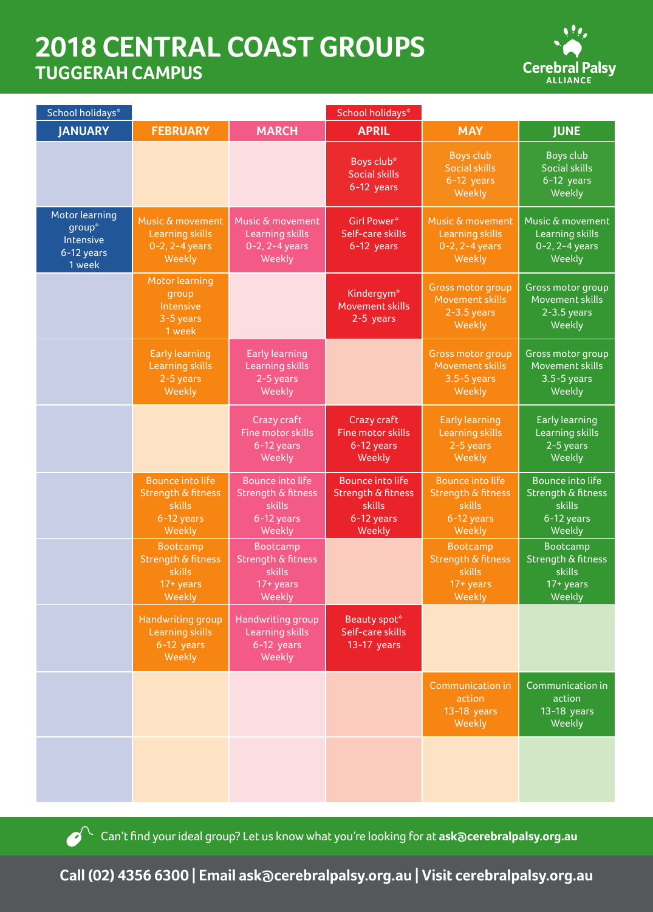# 2018 CENTRAL COAST GROUPS

## TUGGERAH CAMPUS

Cerebral Palsy ALLIANCE

| School holidays* | | | School holidays* | | |
|---|---|---|---|---|---|
| **JANUARY** | **FEBRUARY** | **MARCH** | **APRIL** | **MAY** | **JUNE** |
| | | | Boys club* Social skills 6-12 years | Boys club Social skills 6-12 years Weekly | Boys club Social skills 6-12 years Weekly |
| Motor learning group* Intensive 6-12 years 1 week | Music & movement Learning skills 0-2, 2-4 years Weekly | Music & movement Learning skills 0-2, 2-4 years Weekly | Girl Power* Self-care skills 6-12 years | Music & movement Learning skills 0-2, 2-4 years Weekly | Music & movement Learning skills 0-2, 2-4 years Weekly |
| | Motor learning group Intensive 3-5 years 1 week | | Kindergym* Movement skills 2-5 years | Gross motor group Movement skills 2-3.5 years Weekly | Gross motor group Movement skills 2-3.5 years Weekly |
| | Early learning Learning skills 2-5 years Weekly | Early learning Learning skills 2-5 years Weekly | | Gross motor group Movement skills 3.5-5 years Weekly | Gross motor group Movement skills 3.5-5 years Weekly |
| | | Crazy craft Fine motor skills 6-12 years Weekly | Crazy craft Fine motor skills 6-12 years Weekly | Early learning Learning skills 2-5 years Weekly | Early learning Learning skills 2-5 years Weekly |
| | Bounce into life Strength & fitness skills 6-12 years Weekly | Bounce into life Strength & fitness skills 6-12 years Weekly | Bounce into life Strength & fitness skills 6-12 years Weekly | Bounce into life Strength & fitness skills 6-12 years Weekly | Bounce into life Strength & fitness skills 6-12 years Weekly |
| | Bootcamp Strength & fitness skills 17+ years Weekly | Bootcamp Strength & fitness skills 17+ years Weekly | | Bootcamp Strength & fitness skills 17+ years Weekly | Bootcamp Strength & fitness skills 17+ years Weekly |
| | Handwriting group Learning skills 6-12 years Weekly | Handwriting group Learning skills 6-12 years Weekly | Beauty spot* Self-care skills 13-17 years | | |
| | | | | Communication in action 13-18 years Weekly | Communication in action 13-18 years Weekly |
| | | | | | |

Can't find your ideal group? Let us know what you're looking for at **ask@cerebralpalsy.org.au**

**Call (02) 4356 6300 | Email ask@cerebralpalsy.org.au | Visit cerebralpalsy.org.au**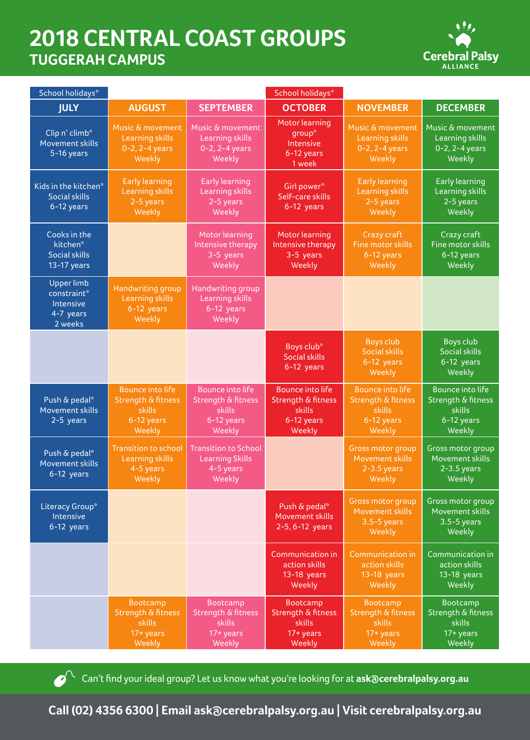# 2018 CENTRAL COAST GROUPS

## TUGGERAH CAMPUS

Cerebral Palsy ALLIANCE

| School holidays* JULY | AUGUST | SEPTEMBER | School holidays* OCTOBER | NOVEMBER | DECEMBER |
|---|---|---|---|---|---|
| Clip n' climb* Movement skills 5-16 years | Music & movement Learning skills 0-2, 2-4 years Weekly | Music & movement Learning skills 0-2, 2-4 years Weekly | Motor learning group* Intensive 6-12 years 1 week | Music & movement Learning skills 0-2, 2-4 years Weekly | Music & movement Learning skills 0-2, 2-4 years Weekly |
| Kids in the kitchen* Social skills 6-12 years | Early learning Learning skills 2-5 years Weekly | Early learning Learning skills 2-5 years Weekly | Girl power* Self-care skills 6-12 years | Early learning Learning skills 2-5 years Weekly | Early learning Learning skills 2-5 years Weekly |
| Cooks in the kitchen* Social skills 13-17 years | | Motor learning Intensive therapy 3-5 years Weekly | Motor learning Intensive therapy 3-5 years Weekly | Crazy craft Fine motor skills 6-12 years Weekly | Crazy craft Fine motor skills 6-12 years Weekly |
| Upper limb constraint* Intensive 4-7 years 2 weeks | Handwriting group Learning skills 6-12 years Weekly | Handwriting group Learning skills 6-12 years Weekly | | | |
| | | | Boys club* Social skills 6-12 years | Boys club Social skills 6-12 years Weekly | Boys club Social skills 6-12 years Weekly |
| Push & pedal* Movement skills 2-5 years | Bounce into life Strength & fitness skills 6-12 years Weekly | Bounce into life Strength & fitness skills 6-12 years Weekly | Bounce into life Strength & fitness skills 6-12 years Weekly | Bounce into life Strength & fitness skills 6-12 years Weekly | Bounce into life Strength & fitness skills 6-12 years Weekly |
| Push & pedal* Movement skills 6-12 years | Transition to school Learning skills 4-5 years Weekly | Transition to School Learning Skills 4-5 years Weekly | | Gross motor group Movement skills 2-3.5 years Weekly | Gross motor group Movement skills 2-3.5 years Weekly |
| Literacy Group* Intensive 6-12 years | | | Push & pedal* Movement skills 2-5, 6-12 years | Gross motor group Movement skills 3.5-5 years Weekly | Gross motor group Movement skills 3.5-5 years Weekly |
| | | | Communication in action skills 13-18 years Weekly | Communication in action skills 13-18 years Weekly | Communication in action skills 13-18 years Weekly |
| | Bootcamp Strength & fitness skills 17+ years Weekly | Bootcamp Strength & fitness skills 17+ years Weekly | Bootcamp Strength & fitness skills 17+ years Weekly | Bootcamp Strength & fitness skills 17+ years Weekly | Bootcamp Strength & fitness skills 17+ years Weekly |

Can't find your ideal group? Let us know what you're looking for at **ask@cerebralpalsy.org.au**

**Call (02) 4356 6300 | Email ask@cerebralpalsy.org.au | Visit cerebralpalsy.org.au**